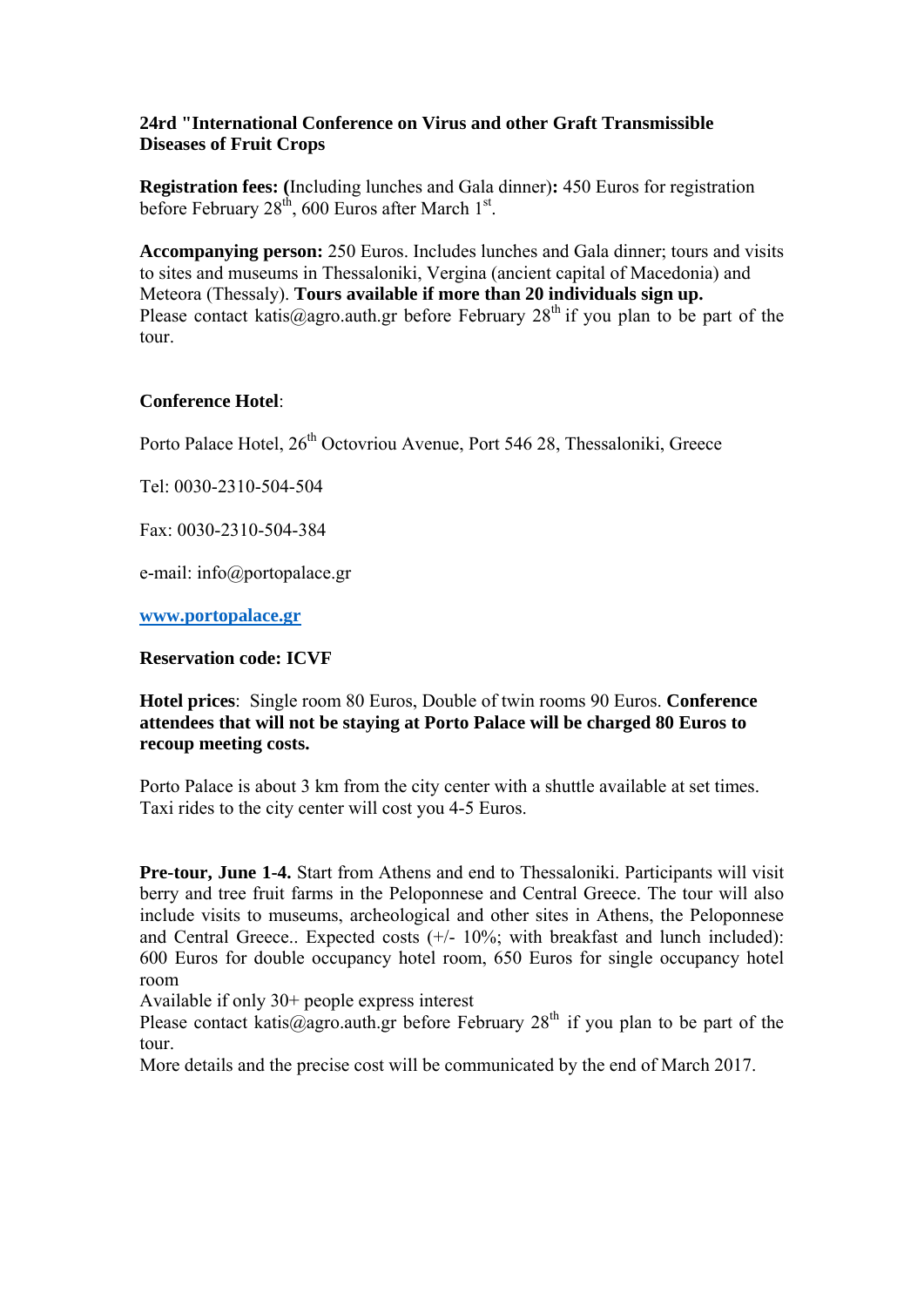**24rd "International Conference on Virus and other Graft Transmissible Diseases of Fruit Crops**

**Registration fees: (**Including lunches and Gala dinner)**:** 450 Euros for registration before February 28th, 600 Euros after March 1st.

**Accompanying person:** 250 Euros. Includes lunches and Gala dinner; tours and visits to sites and museums in Thessaloniki, Vergina (ancient capital of Macedonia) and Meteora (Thessaly). **Tours available if more than 20 individuals sign up.**
Please contact katis@agro.auth.gr before February 28th if you plan to be part of the tour.

**Conference Hotel**:

Porto Palace Hotel, 26th Octovriou Avenue, Port 546 28, Thessaloniki, Greece

Tel: 0030-2310-504-504

Fax: 0030-2310-504-384

e-mail: info@portopalace.gr

**www.portopalace.gr**

**Reservation code: ICVF**

**Hotel prices**: Single room 80 Euros, Double of twin rooms 90 Euros. **Conference attendees that will not be staying at Porto Palace will be charged 80 Euros to recoup meeting costs.**

Porto Palace is about 3 km from the city center with a shuttle available at set times. Taxi rides to the city center will cost you 4-5 Euros.

**Pre-tour, June 1-4.** Start from Athens and end to Thessaloniki. Participants will visit berry and tree fruit farms in the Peloponnese and Central Greece. The tour will also include visits to museums, archeological and other sites in Athens, the Peloponnese and Central Greece.. Expected costs (+/- 10%; with breakfast and lunch included): 600 Euros for double occupancy hotel room, 650 Euros for single occupancy hotel room
Available if only 30+ people express interest
Please contact katis@agro.auth.gr before February 28th if you plan to be part of the tour.
More details and the precise cost will be communicated by the end of March 2017.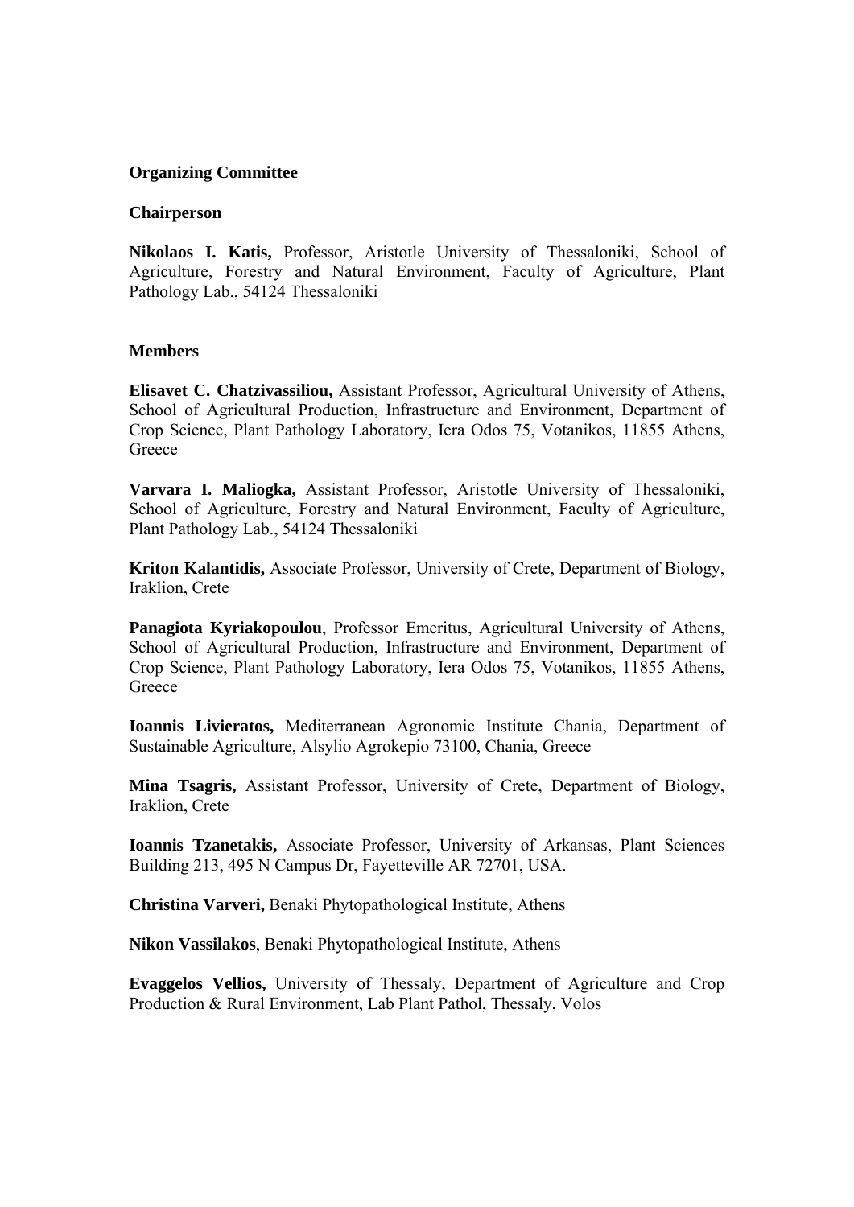**Organizing Committee**

**Chairperson**

**Nikolaos I. Katis,** Professor, Aristotle University of Thessaloniki, School of Agriculture, Forestry and Natural Environment, Faculty of Agriculture, Plant Pathology Lab., 54124 Thessaloniki

**Members**

**Elisavet C. Chatzivassiliou,** Assistant Professor, Agricultural University of Athens, School of Agricultural Production, Infrastructure and Environment, Department of Crop Science, Plant Pathology Laboratory, Iera Odos 75, Votanikos, 11855 Athens, Greece

**Varvara I. Maliogka,** Assistant Professor, Aristotle University of Thessaloniki, School of Agriculture, Forestry and Natural Environment, Faculty of Agriculture, Plant Pathology Lab., 54124 Thessaloniki

**Kriton Kalantidis,** Associate Professor, University of Crete, Department of Biology, Iraklion, Crete

**Panagiota Kyriakopoulou**, Professor Emeritus, Agricultural University of Athens, School of Agricultural Production, Infrastructure and Environment, Department of Crop Science, Plant Pathology Laboratory, Iera Odos 75, Votanikos, 11855 Athens, Greece

**Ioannis Livieratos,** Mediterranean Agronomic Institute Chania, Department of Sustainable Agriculture, Alsylio Agrokepio 73100, Chania, Greece

**Mina Tsagris,** Assistant Professor, University of Crete, Department of Biology, Iraklion, Crete

**Ioannis Tzanetakis,** Associate Professor, University of Arkansas, Plant Sciences Building 213, 495 N Campus Dr, Fayetteville AR 72701, USA.

**Christina Varveri,** Benaki Phytopathological Institute, Athens

**Nikon Vassilakos**, Benaki Phytopathological Institute, Athens

**Evaggelos Vellios,** University of Thessaly, Department of Agriculture and Crop Production & Rural Environment, Lab Plant Pathol, Thessaly, Volos